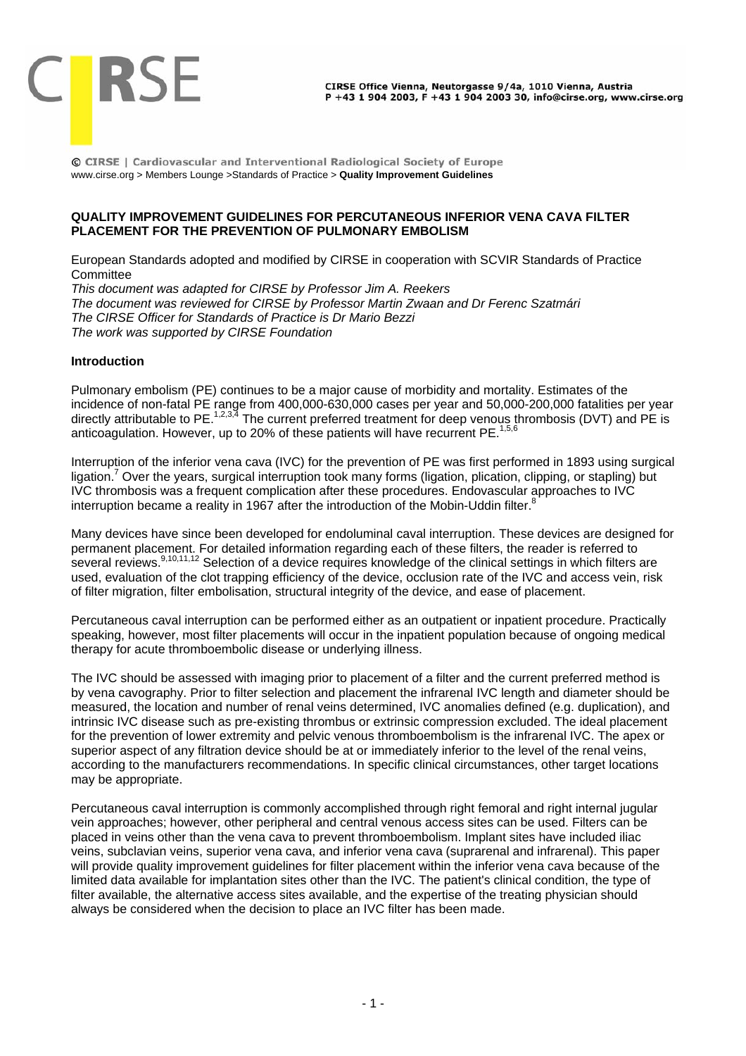© CIRSE | Cardiovascular and Interventional Radiological Society of Europe
www.cirse.org > Members Lounge >Standards of Practice > **Quality Improvement Guidelines**

## QUALITY IMPROVEMENT GUIDELINES FOR PERCUTANEOUS INFERIOR VENA CAVA FILTER PLACEMENT FOR THE PREVENTION OF PULMONARY EMBOLISM

European Standards adopted and modified by CIRSE in cooperation with SCVIR Standards of Practice Committee
*This document was adapted for CIRSE by Professor Jim A. Reekers*
*The document was reviewed for CIRSE by Professor Martin Zwaan and Dr Ferenc Szatmári*
*The CIRSE Officer for Standards of Practice is Dr Mario Bezzi*
*The work was supported by CIRSE Foundation*

### Introduction

Pulmonary embolism (PE) continues to be a major cause of morbidity and mortality. Estimates of the incidence of non-fatal PE range from 400,000-630,000 cases per year and 50,000-200,000 fatalities per year directly attributable to PE.[1,2,3,4] The current preferred treatment for deep venous thrombosis (DVT) and PE is anticoagulation. However, up to 20% of these patients will have recurrent PE.[1,5,6]

Interruption of the inferior vena cava (IVC) for the prevention of PE was first performed in 1893 using surgical ligation.[7] Over the years, surgical interruption took many forms (ligation, plication, clipping, or stapling) but IVC thrombosis was a frequent complication after these procedures. Endovascular approaches to IVC interruption became a reality in 1967 after the introduction of the Mobin-Uddin filter.[8]

Many devices have since been developed for endoluminal caval interruption. These devices are designed for permanent placement. For detailed information regarding each of these filters, the reader is referred to several reviews.[9,10,11,12] Selection of a device requires knowledge of the clinical settings in which filters are used, evaluation of the clot trapping efficiency of the device, occlusion rate of the IVC and access vein, risk of filter migration, filter embolisation, structural integrity of the device, and ease of placement.

Percutaneous caval interruption can be performed either as an outpatient or inpatient procedure. Practically speaking, however, most filter placements will occur in the inpatient population because of ongoing medical therapy for acute thromboembolic disease or underlying illness.

The IVC should be assessed with imaging prior to placement of a filter and the current preferred method is by vena cavography. Prior to filter selection and placement the infrarenal IVC length and diameter should be measured, the location and number of renal veins determined, IVC anomalies defined (e.g. duplication), and intrinsic IVC disease such as pre-existing thrombus or extrinsic compression excluded. The ideal placement for the prevention of lower extremity and pelvic venous thromboembolism is the infrarenal IVC. The apex or superior aspect of any filtration device should be at or immediately inferior to the level of the renal veins, according to the manufacturers recommendations. In specific clinical circumstances, other target locations may be appropriate.

Percutaneous caval interruption is commonly accomplished through right femoral and right internal jugular vein approaches; however, other peripheral and central venous access sites can be used. Filters can be placed in veins other than the vena cava to prevent thromboembolism. Implant sites have included iliac veins, subclavian veins, superior vena cava, and inferior vena cava (suprarenal and infrarenal). This paper will provide quality improvement guidelines for filter placement within the inferior vena cava because of the limited data available for implantation sites other than the IVC. The patient's clinical condition, the type of filter available, the alternative access sites available, and the expertise of the treating physician should always be considered when the decision to place an IVC filter has been made.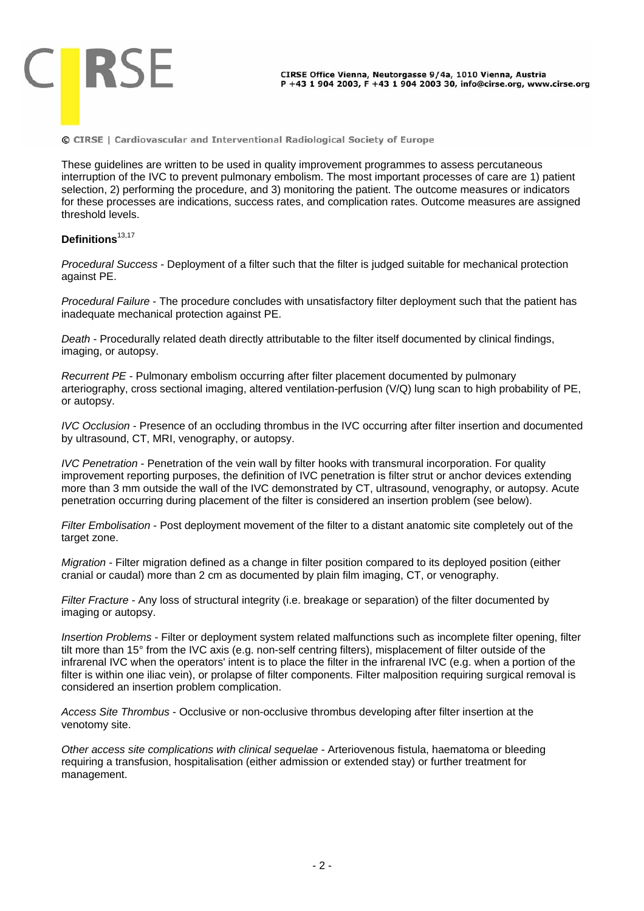These guidelines are written to be used in quality improvement programmes to assess percutaneous interruption of the IVC to prevent pulmonary embolism. The most important processes of care are 1) patient selection, 2) performing the procedure, and 3) monitoring the patient. The outcome measures or indicators for these processes are indications, success rates, and complication rates. Outcome measures are assigned threshold levels.

**Definitions**[13,17]

*Procedural Success* - Deployment of a filter such that the filter is judged suitable for mechanical protection against PE.

*Procedural Failure* - The procedure concludes with unsatisfactory filter deployment such that the patient has inadequate mechanical protection against PE.

*Death* - Procedurally related death directly attributable to the filter itself documented by clinical findings, imaging, or autopsy.

*Recurrent PE* - Pulmonary embolism occurring after filter placement documented by pulmonary arteriography, cross sectional imaging, altered ventilation-perfusion (V/Q) lung scan to high probability of PE, or autopsy.

*IVC Occlusion* - Presence of an occluding thrombus in the IVC occurring after filter insertion and documented by ultrasound, CT, MRI, venography, or autopsy.

*IVC Penetration* - Penetration of the vein wall by filter hooks with transmural incorporation. For quality improvement reporting purposes, the definition of IVC penetration is filter strut or anchor devices extending more than 3 mm outside the wall of the IVC demonstrated by CT, ultrasound, venography, or autopsy. Acute penetration occurring during placement of the filter is considered an insertion problem (see below).

*Filter Embolisation* - Post deployment movement of the filter to a distant anatomic site completely out of the target zone.

*Migration* - Filter migration defined as a change in filter position compared to its deployed position (either cranial or caudal) more than 2 cm as documented by plain film imaging, CT, or venography.

*Filter Fracture* - Any loss of structural integrity (i.e. breakage or separation) of the filter documented by imaging or autopsy.

*Insertion Problems* - Filter or deployment system related malfunctions such as incomplete filter opening, filter tilt more than 15° from the IVC axis (e.g. non-self centring filters), misplacement of filter outside of the infrarenal IVC when the operators' intent is to place the filter in the infrarenal IVC (e.g. when a portion of the filter is within one iliac vein), or prolapse of filter components. Filter malposition requiring surgical removal is considered an insertion problem complication.

*Access Site Thrombus* - Occlusive or non-occlusive thrombus developing after filter insertion at the venotomy site.

*Other access site complications with clinical sequelae* - Arteriovenous fistula, haematoma or bleeding requiring a transfusion, hospitalisation (either admission or extended stay) or further treatment for management.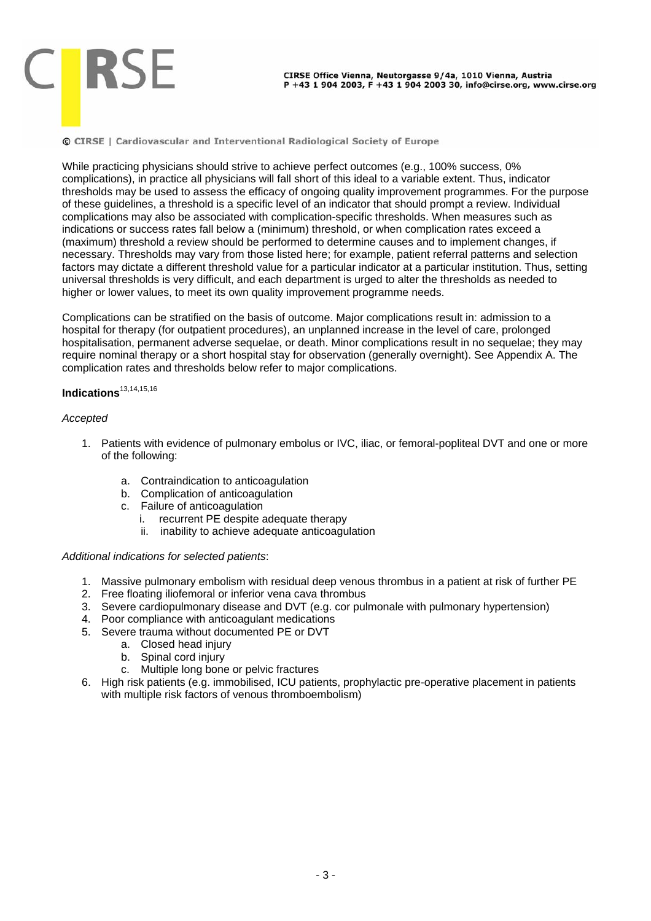While practicing physicians should strive to achieve perfect outcomes (e.g., 100% success, 0% complications), in practice all physicians will fall short of this ideal to a variable extent. Thus, indicator thresholds may be used to assess the efficacy of ongoing quality improvement programmes. For the purpose of these guidelines, a threshold is a specific level of an indicator that should prompt a review. Individual complications may also be associated with complication-specific thresholds. When measures such as indications or success rates fall below a (minimum) threshold, or when complication rates exceed a (maximum) threshold a review should be performed to determine causes and to implement changes, if necessary. Thresholds may vary from those listed here; for example, patient referral patterns and selection factors may dictate a different threshold value for a particular indicator at a particular institution. Thus, setting universal thresholds is very difficult, and each department is urged to alter the thresholds as needed to higher or lower values, to meet its own quality improvement programme needs.

Complications can be stratified on the basis of outcome. Major complications result in: admission to a hospital for therapy (for outpatient procedures), an unplanned increase in the level of care, prolonged hospitalisation, permanent adverse sequelae, or death. Minor complications result in no sequelae; they may require nominal therapy or a short hospital stay for observation (generally overnight). See Appendix A. The complication rates and thresholds below refer to major complications.

**Indications**[13,14,15,16]

*Accepted*

1. Patients with evidence of pulmonary embolus or IVC, iliac, or femoral-popliteal DVT and one or more of the following:
   a. Contraindication to anticoagulation
   b. Complication of anticoagulation
   c. Failure of anticoagulation
      i. recurrent PE despite adequate therapy
      ii. inability to achieve adequate anticoagulation

*Additional indications for selected patients*:

1. Massive pulmonary embolism with residual deep venous thrombus in a patient at risk of further PE
2. Free floating iliofemoral or inferior vena cava thrombus
3. Severe cardiopulmonary disease and DVT (e.g. cor pulmonale with pulmonary hypertension)
4. Poor compliance with anticoagulant medications
5. Severe trauma without documented PE or DVT
   a. Closed head injury
   b. Spinal cord injury
   c. Multiple long bone or pelvic fractures
6. High risk patients (e.g. immobilised, ICU patients, prophylactic pre-operative placement in patients with multiple risk factors of venous thromboembolism)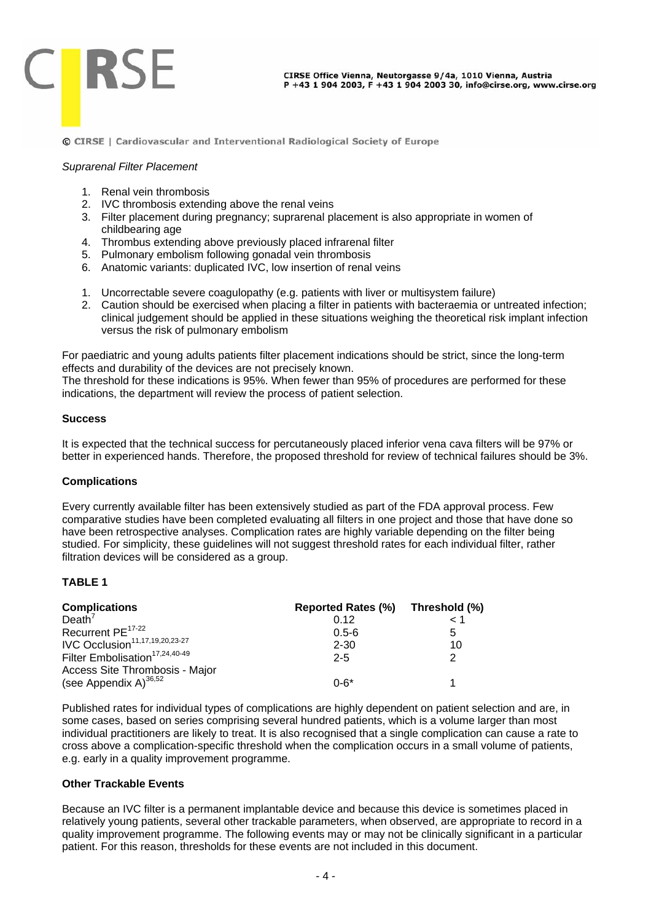*Suprarenal Filter Placement*

1. Renal vein thrombosis
2. IVC thrombosis extending above the renal veins
3. Filter placement during pregnancy; suprarenal placement is also appropriate in women of childbearing age
4. Thrombus extending above previously placed infrarenal filter
5. Pulmonary embolism following gonadal vein thrombosis
6. Anatomic variants: duplicated IVC, low insertion of renal veins

1. Uncorrectable severe coagulopathy (e.g. patients with liver or multisystem failure)
2. Caution should be exercised when placing a filter in patients with bacteraemia or untreated infection; clinical judgement should be applied in these situations weighing the theoretical risk implant infection versus the risk of pulmonary embolism

For paediatric and young adults patients filter placement indications should be strict, since the long-term effects and durability of the devices are not precisely known.
The threshold for these indications is 95%. When fewer than 95% of procedures are performed for these indications, the department will review the process of patient selection.

**Success**

It is expected that the technical success for percutaneously placed inferior vena cava filters will be 97% or better in experienced hands. Therefore, the proposed threshold for review of technical failures should be 3%.

**Complications**

Every currently available filter has been extensively studied as part of the FDA approval process. Few comparative studies have been completed evaluating all filters in one project and those that have done so have been retrospective analyses. Complication rates are highly variable depending on the filter being studied. For simplicity, these guidelines will not suggest threshold rates for each individual filter, rather filtration devices will be considered as a group.

**TABLE 1**

| Complications | Reported Rates (%) | Threshold (%) |
|---|---|---|
| Death[7] | 0.12 | < 1 |
| Recurrent PE[17-22] | 0.5-6 | 5 |
| IVC Occlusion[11,17,19,20,23-27] | 2-30 | 10 |
| Filter Embolisation[17,24,40-49] | 2-5 | 2 |
| Access Site Thrombosis - Major (see Appendix A)[36,52] | 0-6* | 1 |

Published rates for individual types of complications are highly dependent on patient selection and are, in some cases, based on series comprising several hundred patients, which is a volume larger than most individual practitioners are likely to treat. It is also recognised that a single complication can cause a rate to cross above a complication-specific threshold when the complication occurs in a small volume of patients, e.g. early in a quality improvement programme.

**Other Trackable Events**

Because an IVC filter is a permanent implantable device and because this device is sometimes placed in relatively young patients, several other trackable parameters, when observed, are appropriate to record in a quality improvement programme. The following events may or may not be clinically significant in a particular patient. For this reason, thresholds for these events are not included in this document.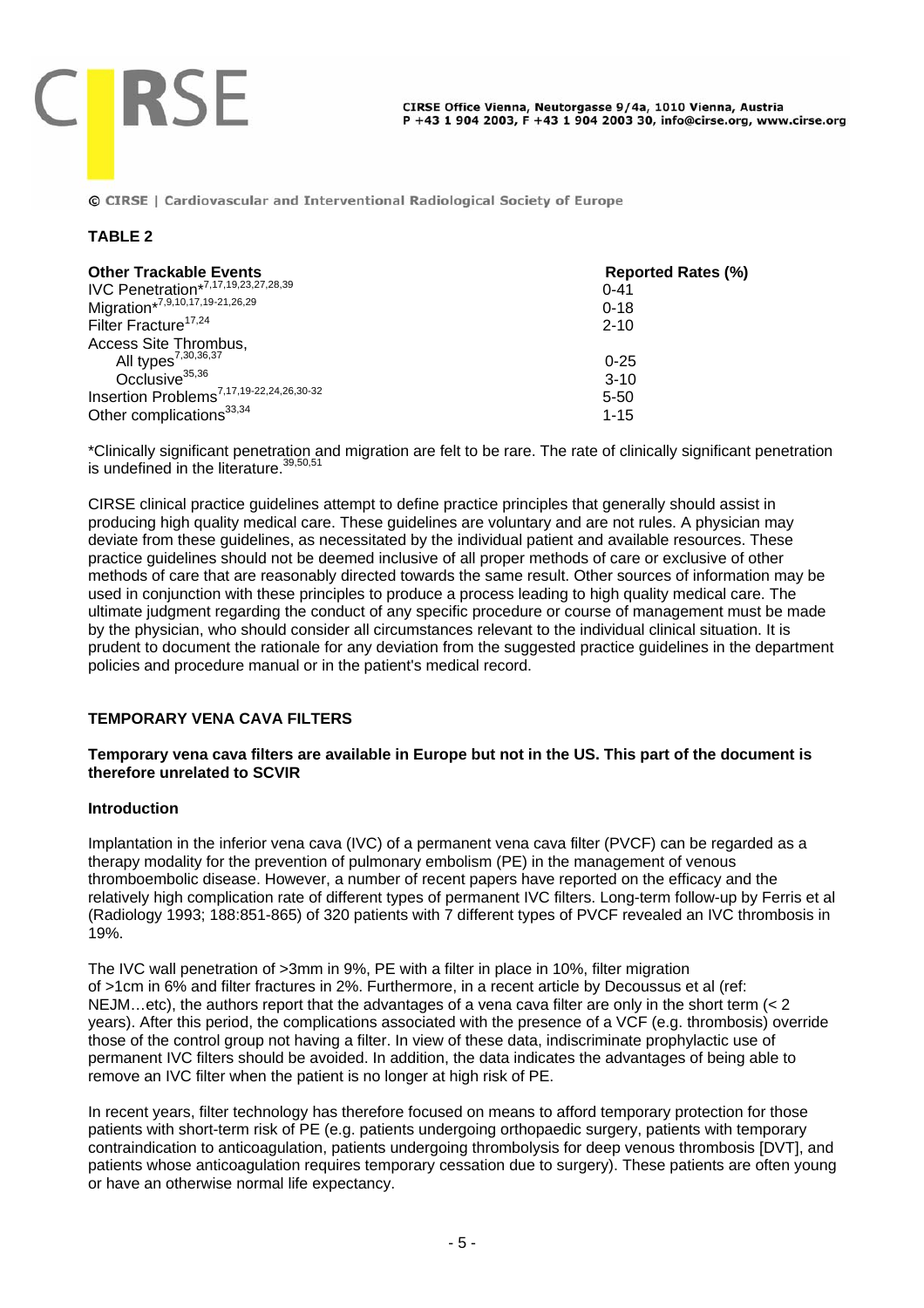**TABLE 2**

| Other Trackable Events | Reported Rates (%) |
| --- | --- |
| IVC Penetration*[7,17,19,23,27,28,39] | 0-41 |
| Migration*[7,9,10,17,19-21,26,29] | 0-18 |
| Filter Fracture[17,24] | 2-10 |
| Access Site Thrombus, | |
| All types[7,30,36,37] | 0-25 |
| Occlusive[35,36] | 3-10 |
| Insertion Problems[7,17,19-22,24,26,30-32] | 5-50 |
| Other complications[33,34] | 1-15 |

*Clinically significant penetration and migration are felt to be rare. The rate of clinically significant penetration is undefined in the literature.[39,50,51]

CIRSE clinical practice guidelines attempt to define practice principles that generally should assist in producing high quality medical care. These guidelines are voluntary and are not rules. A physician may deviate from these guidelines, as necessitated by the individual patient and available resources. These practice guidelines should not be deemed inclusive of all proper methods of care or exclusive of other methods of care that are reasonably directed towards the same result. Other sources of information may be used in conjunction with these principles to produce a process leading to high quality medical care. The ultimate judgment regarding the conduct of any specific procedure or course of management must be made by the physician, who should consider all circumstances relevant to the individual clinical situation. It is prudent to document the rationale for any deviation from the suggested practice guidelines in the department policies and procedure manual or in the patient's medical record.

## TEMPORARY VENA CAVA FILTERS

**Temporary vena cava filters are available in Europe but not in the US. This part of the document is therefore unrelated to SCVIR**

### Introduction

Implantation in the inferior vena cava (IVC) of a permanent vena cava filter (PVCF) can be regarded as a therapy modality for the prevention of pulmonary embolism (PE) in the management of venous thromboembolic disease. However, a number of recent papers have reported on the efficacy and the relatively high complication rate of different types of permanent IVC filters. Long-term follow-up by Ferris et al (Radiology 1993; 188:851-865) of 320 patients with 7 different types of PVCF revealed an IVC thrombosis in 19%.

The IVC wall penetration of >3mm in 9%, PE with a filter in place in 10%, filter migration of >1cm in 6% and filter fractures in 2%. Furthermore, in a recent article by Decoussus et al (ref: NEJM…etc), the authors report that the advantages of a vena cava filter are only in the short term (< 2 years). After this period, the complications associated with the presence of a VCF (e.g. thrombosis) override those of the control group not having a filter. In view of these data, indiscriminate prophylactic use of permanent IVC filters should be avoided. In addition, the data indicates the advantages of being able to remove an IVC filter when the patient is no longer at high risk of PE.

In recent years, filter technology has therefore focused on means to afford temporary protection for those patients with short-term risk of PE (e.g. patients undergoing orthopaedic surgery, patients with temporary contraindication to anticoagulation, patients undergoing thrombolysis for deep venous thrombosis [DVT], and patients whose anticoagulation requires temporary cessation due to surgery). These patients are often young or have an otherwise normal life expectancy.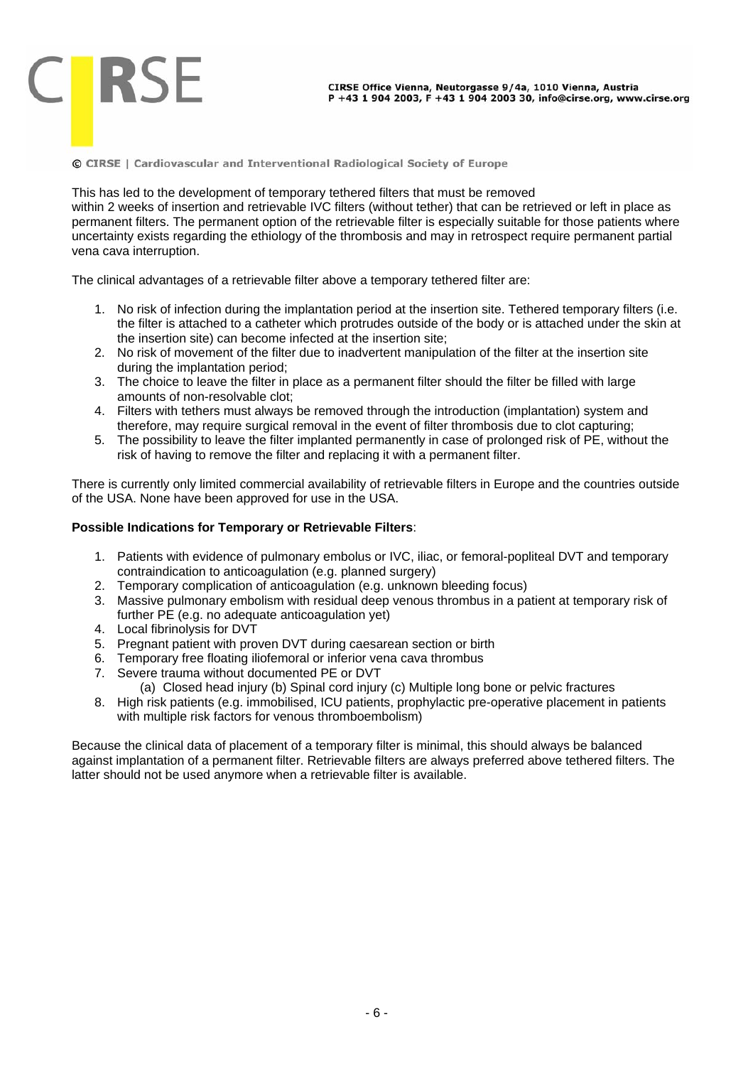This has led to the development of temporary tethered filters that must be removed within 2 weeks of insertion and retrievable IVC filters (without tether) that can be retrieved or left in place as permanent filters. The permanent option of the retrievable filter is especially suitable for those patients where uncertainty exists regarding the ethiology of the thrombosis and may in retrospect require permanent partial vena cava interruption.

The clinical advantages of a retrievable filter above a temporary tethered filter are:

1. No risk of infection during the implantation period at the insertion site. Tethered temporary filters (i.e. the filter is attached to a catheter which protrudes outside of the body or is attached under the skin at the insertion site) can become infected at the insertion site;
2. No risk of movement of the filter due to inadvertent manipulation of the filter at the insertion site during the implantation period;
3. The choice to leave the filter in place as a permanent filter should the filter be filled with large amounts of non-resolvable clot;
4. Filters with tethers must always be removed through the introduction (implantation) system and therefore, may require surgical removal in the event of filter thrombosis due to clot capturing;
5. The possibility to leave the filter implanted permanently in case of prolonged risk of PE, without the risk of having to remove the filter and replacing it with a permanent filter.

There is currently only limited commercial availability of retrievable filters in Europe and the countries outside of the USA. None have been approved for use in the USA.

**Possible Indications for Temporary or Retrievable Filters**:

1. Patients with evidence of pulmonary embolus or IVC, iliac, or femoral-popliteal DVT and temporary contraindication to anticoagulation (e.g. planned surgery)
2. Temporary complication of anticoagulation (e.g. unknown bleeding focus)
3. Massive pulmonary embolism with residual deep venous thrombus in a patient at temporary risk of further PE (e.g. no adequate anticoagulation yet)
4. Local fibrinolysis for DVT
5. Pregnant patient with proven DVT during caesarean section or birth
6. Temporary free floating iliofemoral or inferior vena cava thrombus
7. Severe trauma without documented PE or DVT
   (a) Closed head injury (b) Spinal cord injury (c) Multiple long bone or pelvic fractures
8. High risk patients (e.g. immobilised, ICU patients, prophylactic pre-operative placement in patients with multiple risk factors for venous thromboembolism)

Because the clinical data of placement of a temporary filter is minimal, this should always be balanced against implantation of a permanent filter. Retrievable filters are always preferred above tethered filters. The latter should not be used anymore when a retrievable filter is available.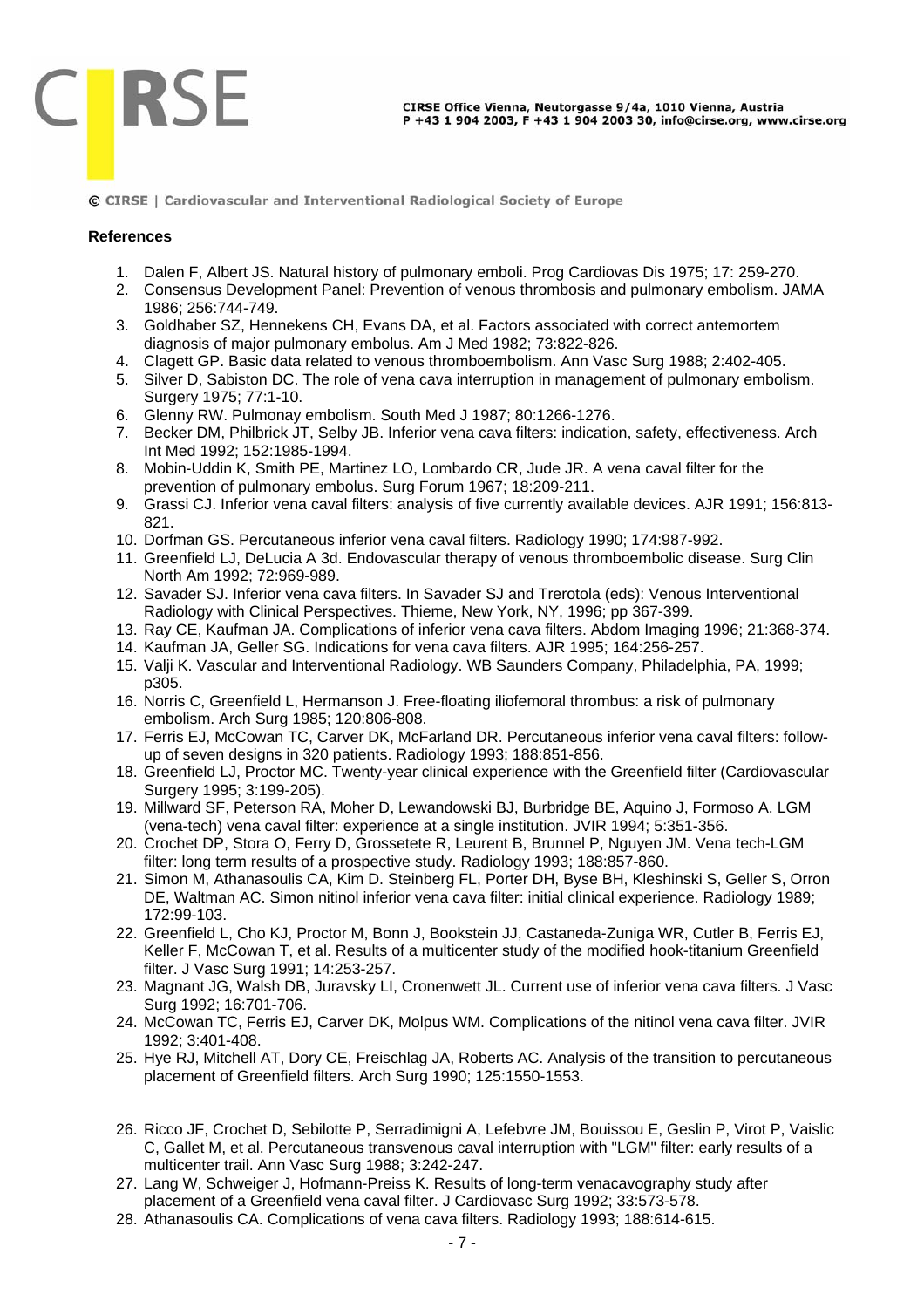**References**

1. Dalen F, Albert JS. Natural history of pulmonary emboli. Prog Cardiovas Dis 1975; 17: 259-270.
2. Consensus Development Panel: Prevention of venous thrombosis and pulmonary embolism. JAMA 1986; 256:744-749.
3. Goldhaber SZ, Hennekens CH, Evans DA, et al. Factors associated with correct antemortem diagnosis of major pulmonary embolus. Am J Med 1982; 73:822-826.
4. Clagett GP. Basic data related to venous thromboembolism. Ann Vasc Surg 1988; 2:402-405.
5. Silver D, Sabiston DC. The role of vena cava interruption in management of pulmonary embolism. Surgery 1975; 77:1-10.
6. Glenny RW. Pulmonay embolism. South Med J 1987; 80:1266-1276.
7. Becker DM, Philbrick JT, Selby JB. Inferior vena cava filters: indication, safety, effectiveness. Arch Int Med 1992; 152:1985-1994.
8. Mobin-Uddin K, Smith PE, Martinez LO, Lombardo CR, Jude JR. A vena caval filter for the prevention of pulmonary embolus. Surg Forum 1967; 18:209-211.
9. Grassi CJ. Inferior vena caval filters: analysis of five currently available devices. AJR 1991; 156:813-821.
10. Dorfman GS. Percutaneous inferior vena caval filters. Radiology 1990; 174:987-992.
11. Greenfield LJ, DeLucia A 3d. Endovascular therapy of venous thromboembolic disease. Surg Clin North Am 1992; 72:969-989.
12. Savader SJ. Inferior vena cava filters. In Savader SJ and Trerotola (eds): Venous Interventional Radiology with Clinical Perspectives. Thieme, New York, NY, 1996; pp 367-399.
13. Ray CE, Kaufman JA. Complications of inferior vena cava filters. Abdom Imaging 1996; 21:368-374.
14. Kaufman JA, Geller SG. Indications for vena cava filters. AJR 1995; 164:256-257.
15. Valji K. Vascular and Interventional Radiology. WB Saunders Company, Philadelphia, PA, 1999; p305.
16. Norris C, Greenfield L, Hermanson J. Free-floating iliofemoral thrombus: a risk of pulmonary embolism. Arch Surg 1985; 120:806-808.
17. Ferris EJ, McCowan TC, Carver DK, McFarland DR. Percutaneous inferior vena caval filters: follow-up of seven designs in 320 patients. Radiology 1993; 188:851-856.
18. Greenfield LJ, Proctor MC. Twenty-year clinical experience with the Greenfield filter (Cardiovascular Surgery 1995; 3:199-205).
19. Millward SF, Peterson RA, Moher D, Lewandowski BJ, Burbridge BE, Aquino J, Formoso A. LGM (vena-tech) vena caval filter: experience at a single institution. JVIR 1994; 5:351-356.
20. Crochet DP, Stora O, Ferry D, Grossetete R, Leurent B, Brunnel P, Nguyen JM. Vena tech-LGM filter: long term results of a prospective study. Radiology 1993; 188:857-860.
21. Simon M, Athanasoulis CA, Kim D. Steinberg FL, Porter DH, Byse BH, Kleshinski S, Geller S, Orron DE, Waltman AC. Simon nitinol inferior vena cava filter: initial clinical experience. Radiology 1989; 172:99-103.
22. Greenfield L, Cho KJ, Proctor M, Bonn J, Bookstein JJ, Castaneda-Zuniga WR, Cutler B, Ferris EJ, Keller F, McCowan T, et al. Results of a multicenter study of the modified hook-titanium Greenfield filter. J Vasc Surg 1991; 14:253-257.
23. Magnant JG, Walsh DB, Juravsky LI, Cronenwett JL. Current use of inferior vena cava filters. J Vasc Surg 1992; 16:701-706.
24. McCowan TC, Ferris EJ, Carver DK, Molpus WM. Complications of the nitinol vena cava filter. JVIR 1992; 3:401-408.
25. Hye RJ, Mitchell AT, Dory CE, Freischlag JA, Roberts AC. Analysis of the transition to percutaneous placement of Greenfield filters. Arch Surg 1990; 125:1550-1553.
26. Ricco JF, Crochet D, Sebilotte P, Serradimigni A, Lefebvre JM, Bouissou E, Geslin P, Virot P, Vaislic C, Gallet M, et al. Percutaneous transvenous caval interruption with "LGM" filter: early results of a multicenter trail. Ann Vasc Surg 1988; 3:242-247.
27. Lang W, Schweiger J, Hofmann-Preiss K. Results of long-term venacavography study after placement of a Greenfield vena caval filter. J Cardiovasc Surg 1992; 33:573-578.
28. Athanasoulis CA. Complications of vena cava filters. Radiology 1993; 188:614-615.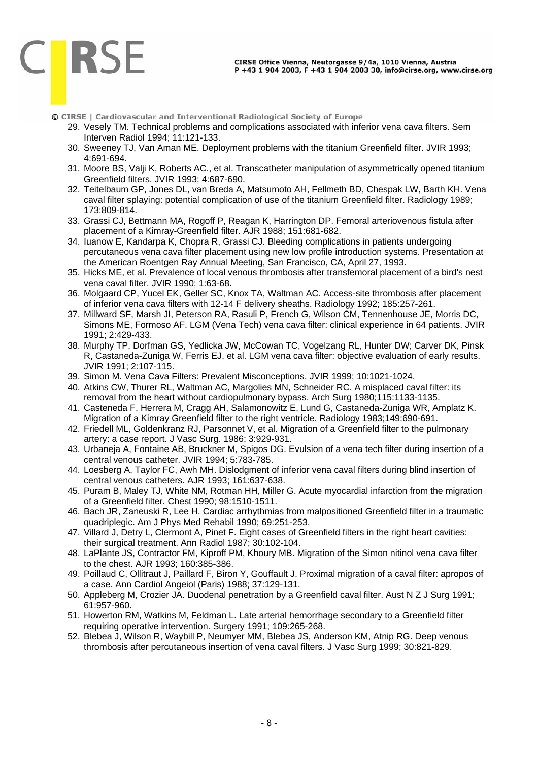29. Vesely TM. Technical problems and complications associated with inferior vena cava filters. Sem Interven Radiol 1994; 11:121-133.
30. Sweeney TJ, Van Aman ME. Deployment problems with the titanium Greenfield filter. JVIR 1993; 4:691-694.
31. Moore BS, Valji K, Roberts AC., et al. Transcatheter manipulation of asymmetrically opened titanium Greenfield filters. JVIR 1993; 4:687-690.
32. Teitelbaum GP, Jones DL, van Breda A, Matsumoto AH, Fellmeth BD, Chespak LW, Barth KH. Vena caval filter splaying: potential complication of use of the titanium Greenfield filter. Radiology 1989; 173:809-814.
33. Grassi CJ, Bettmann MA, Rogoff P, Reagan K, Harrington DP. Femoral arteriovenous fistula after placement of a Kimray-Greenfield filter. AJR 1988; 151:681-682.
34. Iuanow E, Kandarpa K, Chopra R, Grassi CJ. Bleeding complications in patients undergoing percutaneous vena cava filter placement using new low profile introduction systems. Presentation at the American Roentgen Ray Annual Meeting, San Francisco, CA, April 27, 1993.
35. Hicks ME, et al. Prevalence of local venous thrombosis after transfemoral placement of a bird's nest vena caval filter. JVIR 1990; 1:63-68.
36. Molgaard CP, Yucel EK, Geller SC, Knox TA, Waltman AC. Access-site thrombosis after placement of inferior vena cava filters with 12-14 F delivery sheaths. Radiology 1992; 185:257-261.
37. Millward SF, Marsh JI, Peterson RA, Rasuli P, French G, Wilson CM, Tennenhouse JE, Morris DC, Simons ME, Formoso AF. LGM (Vena Tech) vena cava filter: clinical experience in 64 patients. JVIR 1991; 2:429-433.
38. Murphy TP, Dorfman GS, Yedlicka JW, McCowan TC, Vogelzang RL, Hunter DW; Carver DK, Pinsk R, Castaneda-Zuniga W, Ferris EJ, et al. LGM vena cava filter: objective evaluation of early results. JVIR 1991; 2:107-115.
39. Simon M. Vena Cava Filters: Prevalent Misconceptions. JVIR 1999; 10:1021-1024.
40. Atkins CW, Thurer RL, Waltman AC, Margolies MN, Schneider RC. A misplaced caval filter: its removal from the heart without cardiopulmonary bypass. Arch Surg 1980;115:1133-1135.
41. Casteneda F, Herrera M, Cragg AH, Salamonowitz E, Lund G, Castaneda-Zuniga WR, Amplatz K. Migration of a Kimray Greenfield filter to the right ventricle. Radiology 1983;149:690-691.
42. Friedell ML, Goldenkranz RJ, Parsonnet V, et al. Migration of a Greenfield filter to the pulmonary artery: a case report. J Vasc Surg. 1986; 3:929-931.
43. Urbaneja A, Fontaine AB, Bruckner M, Spigos DG. Evulsion of a vena tech filter during insertion of a central venous catheter. JVIR 1994; 5:783-785.
44. Loesberg A, Taylor FC, Awh MH. Dislodgment of inferior vena caval filters during blind insertion of central venous catheters. AJR 1993; 161:637-638.
45. Puram B, Maley TJ, White NM, Rotman HH, Miller G. Acute myocardial infarction from the migration of a Greenfield filter. Chest 1990; 98:1510-1511.
46. Bach JR, Zaneuski R, Lee H. Cardiac arrhythmias from malpositioned Greenfield filter in a traumatic quadriplegic. Am J Phys Med Rehabil 1990; 69:251-253.
47. Villard J, Detry L, Clermont A, Pinet F. Eight cases of Greenfield filters in the right heart cavities: their surgical treatment. Ann Radiol 1987; 30:102-104.
48. LaPlante JS, Contractor FM, Kiproff PM, Khoury MB. Migration of the Simon nitinol vena cava filter to the chest. AJR 1993; 160:385-386.
49. Poillaud C, Ollitraut J, Paillard F, Biron Y, Gouffault J. Proximal migration of a caval filter: apropos of a case. Ann Cardiol Angeiol (Paris) 1988; 37:129-131.
50. Appleberg M, Crozier JA. Duodenal penetration by a Greenfield caval filter. Aust N Z J Surg 1991; 61:957-960.
51. Howerton RM, Watkins M, Feldman L. Late arterial hemorrhage secondary to a Greenfield filter requiring operative intervention. Surgery 1991; 109:265-268.
52. Blebea J, Wilson R, Waybill P, Neumyer MM, Blebea JS, Anderson KM, Atnip RG. Deep venous thrombosis after percutaneous insertion of vena caval filters. J Vasc Surg 1999; 30:821-829.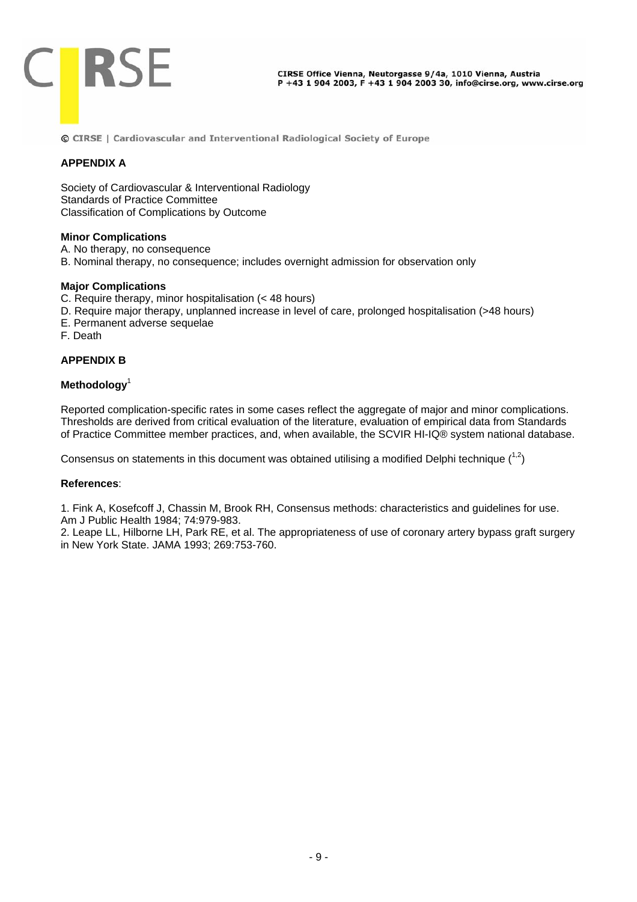## APPENDIX A

Society of Cardiovascular & Interventional Radiology
Standards of Practice Committee
Classification of Complications by Outcome

**Minor Complications**

A. No therapy, no consequence
B. Nominal therapy, no consequence; includes overnight admission for observation only

**Major Complications**

C. Require therapy, minor hospitalisation (< 48 hours)
D. Require major therapy, unplanned increase in level of care, prolonged hospitalisation (>48 hours)
E. Permanent adverse sequelae
F. Death

## APPENDIX B

### Methodology[1]

Reported complication-specific rates in some cases reflect the aggregate of major and minor complications. Thresholds are derived from critical evaluation of the literature, evaluation of empirical data from Standards of Practice Committee member practices, and, when available, the SCVIR HI-IQ® system national database.

Consensus on statements in this document was obtained utilising a modified Delphi technique ([1,2])

**References**:

1. Fink A, Kosefcoff J, Chassin M, Brook RH, Consensus methods: characteristics and guidelines for use. Am J Public Health 1984; 74:979-983.
2. Leape LL, Hilborne LH, Park RE, et al. The appropriateness of use of coronary artery bypass graft surgery in New York State. JAMA 1993; 269:753-760.